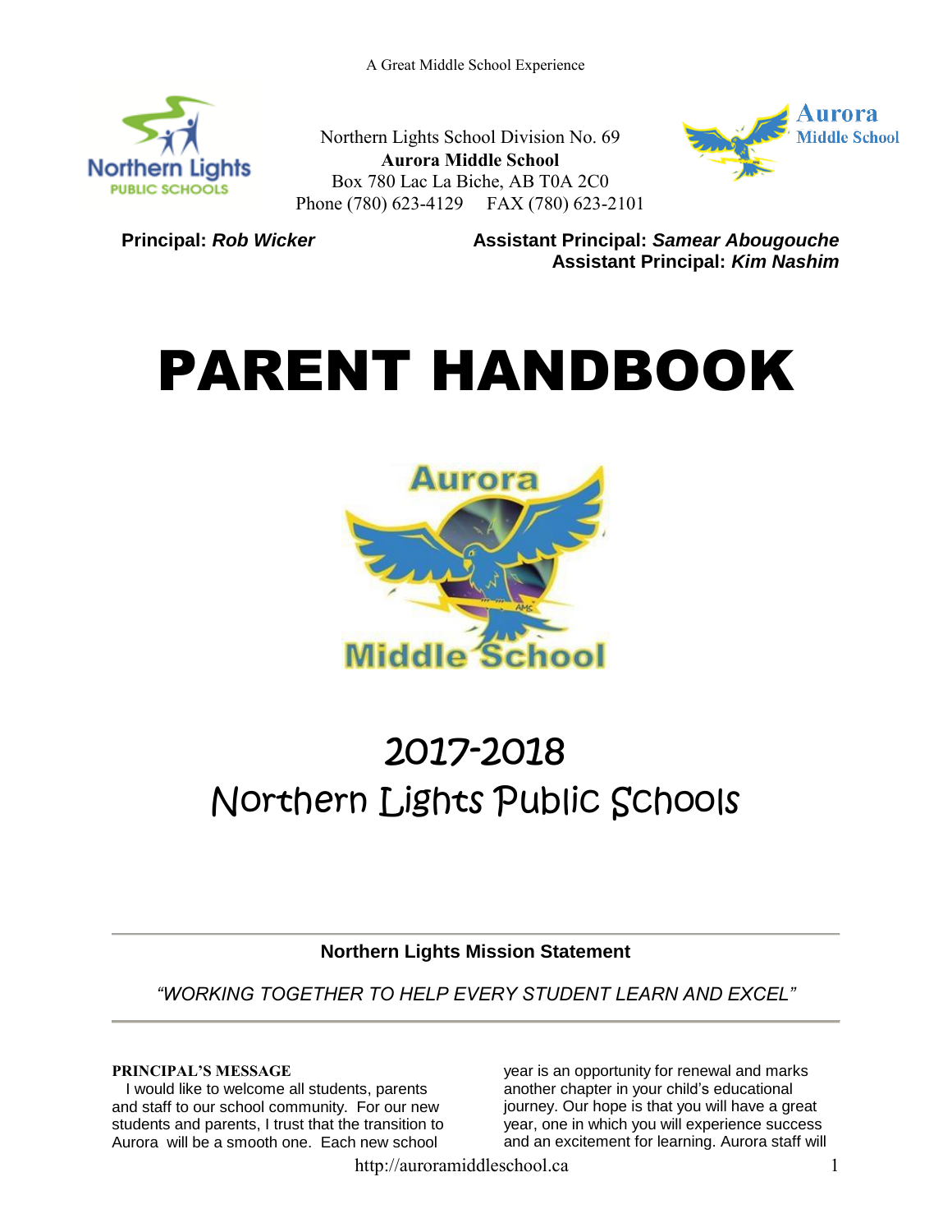A Great Middle School Experience

Northern Lights School Division No. 69
**Aurora Middle School**
Box 780 Lac La Biche, AB T0A 2C0
Phone (780) 623-4129 FAX (780) 623-2101

**Principal:** ***Rob Wicker***

**Assistant Principal:** ***Samear Abougouche***
**Assistant Principal:** ***Kim Nashim***

# PARENT HANDBOOK

## 2017-2018
## Northern Lights Public Schools

---

**Northern Lights Mission Statement**

*"WORKING TOGETHER TO HELP EVERY STUDENT LEARN AND EXCEL"*

---

**PRINCIPAL'S MESSAGE**

I would like to welcome all students, parents and staff to our school community. For our new students and parents, I trust that the transition to Aurora will be a smooth one. Each new school year is an opportunity for renewal and marks another chapter in your child's educational journey. Our hope is that you will have a great year, one in which you will experience success and an excitement for learning. Aurora staff will

http://auroramiddleschool.ca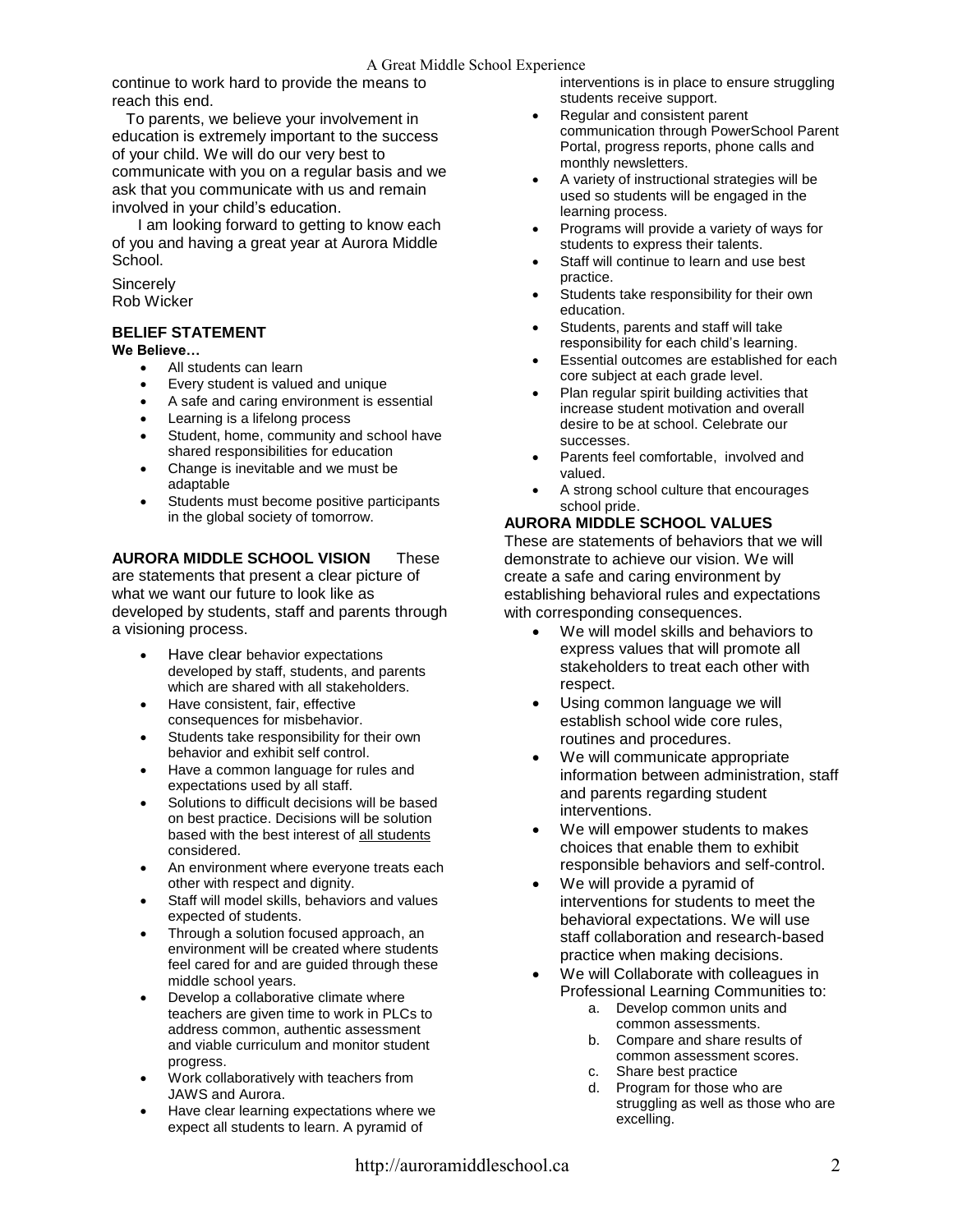continue to work hard to provide the means to reach this end.

To parents, we believe your involvement in education is extremely important to the success of your child. We will do our very best to communicate with you on a regular basis and we ask that you communicate with us and remain involved in your child's education.

I am looking forward to getting to know each of you and having a great year at Aurora Middle School.

Sincerely
Rob Wicker

## BELIEF STATEMENT

**We Believe…**

- All students can learn
- Every student is valued and unique
- A safe and caring environment is essential
- Learning is a lifelong process
- Student, home, community and school have shared responsibilities for education
- Change is inevitable and we must be adaptable
- Students must become positive participants in the global society of tomorrow.

## AURORA MIDDLE SCHOOL VISION

These are statements that present a clear picture of what we want our future to look like as developed by students, staff and parents through a visioning process.

- Have clear behavior expectations developed by staff, students, and parents which are shared with all stakeholders.
- Have consistent, fair, effective consequences for misbehavior.
- Students take responsibility for their own behavior and exhibit self control.
- Have a common language for rules and expectations used by all staff.
- Solutions to difficult decisions will be based on best practice. Decisions will be solution based with the best interest of <u>all students</u> considered.
- An environment where everyone treats each other with respect and dignity.
- Staff will model skills, behaviors and values expected of students.
- Through a solution focused approach, an environment will be created where students feel cared for and are guided through these middle school years.
- Develop a collaborative climate where teachers are given time to work in PLCs to address common, authentic assessment and viable curriculum and monitor student progress.
- Work collaboratively with teachers from JAWS and Aurora.
- Have clear learning expectations where we expect all students to learn. A pyramid of interventions is in place to ensure struggling students receive support.
- Regular and consistent parent communication through PowerSchool Parent Portal, progress reports, phone calls and monthly newsletters.
- A variety of instructional strategies will be used so students will be engaged in the learning process.
- Programs will provide a variety of ways for students to express their talents.
- Staff will continue to learn and use best practice.
- Students take responsibility for their own education.
- Students, parents and staff will take responsibility for each child's learning.
- Essential outcomes are established for each core subject at each grade level.
- Plan regular spirit building activities that increase student motivation and overall desire to be at school. Celebrate our successes.
- Parents feel comfortable, involved and valued.
- A strong school culture that encourages school pride.

## AURORA MIDDLE SCHOOL VALUES

These are statements of behaviors that we will demonstrate to achieve our vision. We will create a safe and caring environment by establishing behavioral rules and expectations with corresponding consequences.

- We will model skills and behaviors to express values that will promote all stakeholders to treat each other with respect.
- Using common language we will establish school wide core rules, routines and procedures.
- We will communicate appropriate information between administration, staff and parents regarding student interventions.
- We will empower students to makes choices that enable them to exhibit responsible behaviors and self-control.
- We will provide a pyramid of interventions for students to meet the behavioral expectations. We will use staff collaboration and research-based practice when making decisions.
- We will Collaborate with colleagues in Professional Learning Communities to:
  a. Develop common units and common assessments.
  b. Compare and share results of common assessment scores.
  c. Share best practice
  d. Program for those who are struggling as well as those who are excelling.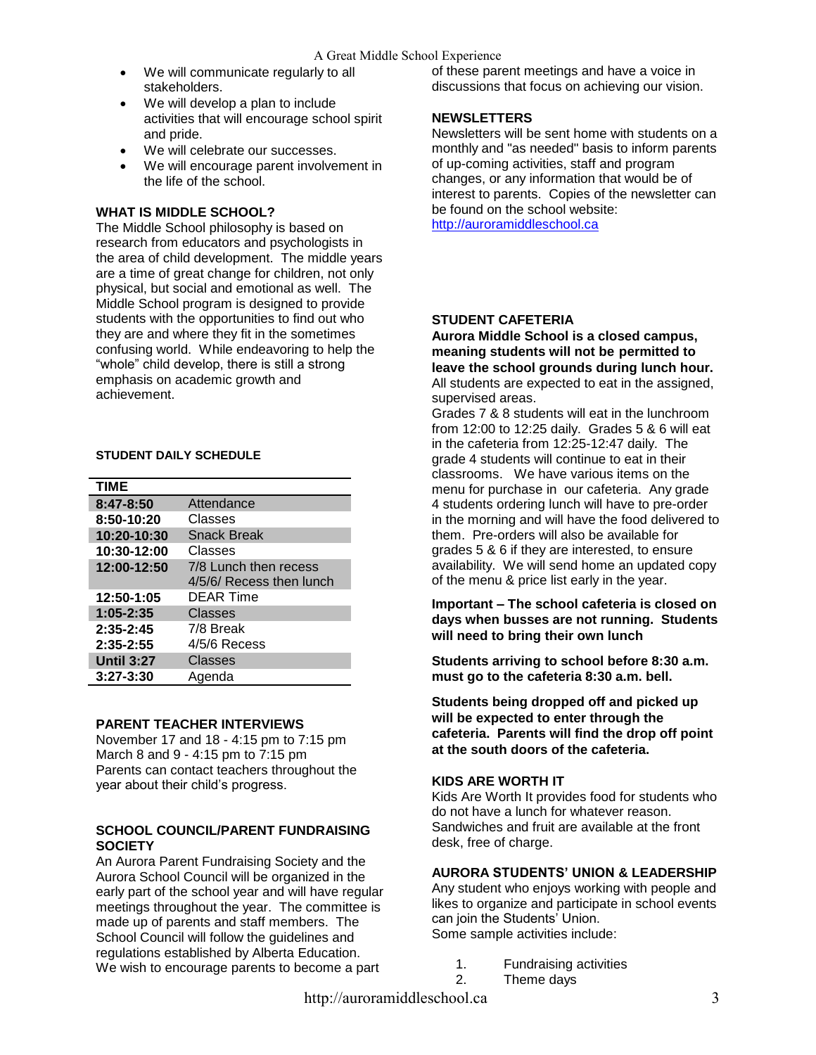- We will communicate regularly to all stakeholders.
- We will develop a plan to include activities that will encourage school spirit and pride.
- We will celebrate our successes.
- We will encourage parent involvement in the life of the school.

## WHAT IS MIDDLE SCHOOL?

The Middle School philosophy is based on research from educators and psychologists in the area of child development. The middle years are a time of great change for children, not only physical, but social and emotional as well. The Middle School program is designed to provide students with the opportunities to find out who they are and where they fit in the sometimes confusing world. While endeavoring to help the “whole” child develop, there is still a strong emphasis on academic growth and achievement.

### STUDENT DAILY SCHEDULE

| TIME | |
|---|---|
| **8:47-8:50** | Attendance |
| **8:50-10:20** | Classes |
| **10:20-10:30** | Snack Break |
| **10:30-12:00** | Classes |
| **12:00-12:50** | 7/8 Lunch then recess<br>4/5/6/ Recess then lunch |
| **12:50-1:05** | DEAR Time |
| **1:05-2:35** | Classes |
| **2:35-2:45** | 7/8 Break |
| **2:35-2:55** | 4/5/6 Recess |
| **Until 3:27** | Classes |
| **3:27-3:30** | Agenda |

## PARENT TEACHER INTERVIEWS

November 17 and 18 - 4:15 pm to 7:15 pm
March 8 and 9 - 4:15 pm to 7:15 pm
Parents can contact teachers throughout the year about their child’s progress.

## SCHOOL COUNCIL/PARENT FUNDRAISING SOCIETY

An Aurora Parent Fundraising Society and the Aurora School Council will be organized in the early part of the school year and will have regular meetings throughout the year. The committee is made up of parents and staff members. The School Council will follow the guidelines and regulations established by Alberta Education. We wish to encourage parents to become a part of these parent meetings and have a voice in discussions that focus on achieving our vision.

## NEWSLETTERS

Newsletters will be sent home with students on a monthly and "as needed" basis to inform parents of up-coming activities, staff and program changes, or any information that would be of interest to parents. Copies of the newsletter can be found on the school website: http://auroramiddleschool.ca

## STUDENT CAFETERIA

**Aurora Middle School is a closed campus, meaning students will not be permitted to leave the school grounds during lunch hour.** All students are expected to eat in the assigned, supervised areas.

Grades 7 & 8 students will eat in the lunchroom from 12:00 to 12:25 daily. Grades 5 & 6 will eat in the cafeteria from 12:25-12:47 daily. The grade 4 students will continue to eat in their classrooms. We have various items on the menu for purchase in our cafeteria. Any grade 4 students ordering lunch will have to pre-order in the morning and will have the food delivered to them. Pre-orders will also be available for grades 5 & 6 if they are interested, to ensure availability. We will send home an updated copy of the menu & price list early in the year.

**Important – The school cafeteria is closed on days when busses are not running. Students will need to bring their own lunch**

**Students arriving to school before 8:30 a.m. must go to the cafeteria 8:30 a.m. bell.**

**Students being dropped off and picked up will be expected to enter through the cafeteria. Parents will find the drop off point at the south doors of the cafeteria.**

## KIDS ARE WORTH IT

Kids Are Worth It provides food for students who do not have a lunch for whatever reason. Sandwiches and fruit are available at the front desk, free of charge.

## AURORA STUDENTS’ UNION & LEADERSHIP

Any student who enjoys working with people and likes to organize and participate in school events can join the Students’ Union.
Some sample activities include:

1. Fundraising activities
2. Theme days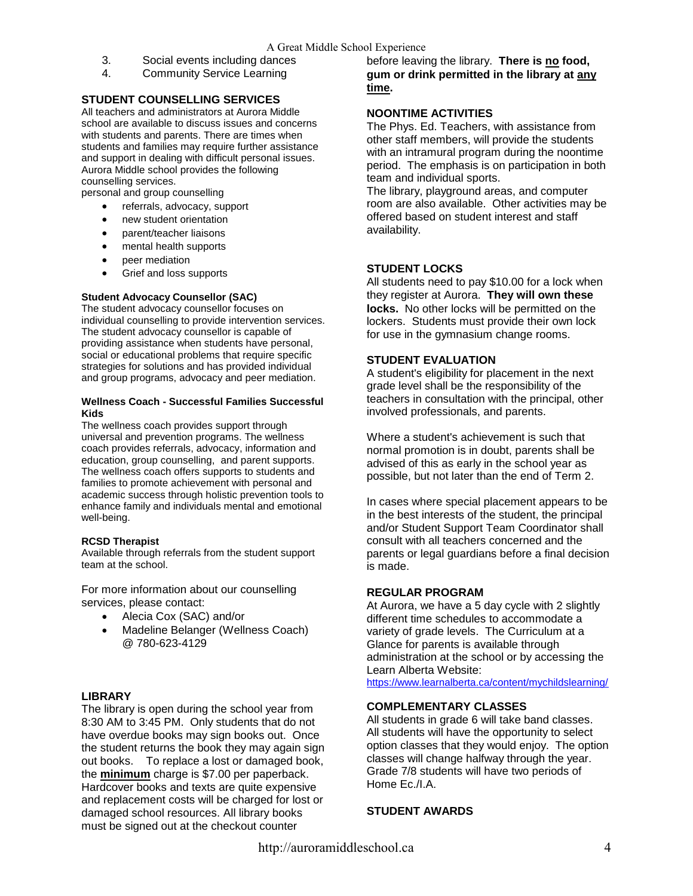3. Social events including dances
4. Community Service Learning

## STUDENT COUNSELLING SERVICES

All teachers and administrators at Aurora Middle school are available to discuss issues and concerns with students and parents. There are times when students and families may require further assistance and support in dealing with difficult personal issues. Aurora Middle school provides the following counselling services.

personal and group counselling

- referrals, advocacy, support
- new student orientation
- parent/teacher liaisons
- mental health supports
- peer mediation
- Grief and loss supports

### Student Advocacy Counsellor (SAC)

The student advocacy counsellor focuses on individual counselling to provide intervention services. The student advocacy counsellor is capable of providing assistance when students have personal, social or educational problems that require specific strategies for solutions and has provided individual and group programs, advocacy and peer mediation.

### Wellness Coach - Successful Families Successful Kids

The wellness coach provides support through universal and prevention programs. The wellness coach provides referrals, advocacy, information and education, group counselling, and parent supports. The wellness coach offers supports to students and families to promote achievement with personal and academic success through holistic prevention tools to enhance family and individuals mental and emotional well-being.

### RCSD Therapist

Available through referrals from the student support team at the school.

For more information about our counselling services, please contact:

- Alecia Cox (SAC) and/or
- Madeline Belanger (Wellness Coach) @ 780-623-4129

## LIBRARY

The library is open during the school year from 8:30 AM to 3:45 PM. Only students that do not have overdue books may sign books out. Once the student returns the book they may again sign out books. To replace a lost or damaged book, the **minimum** charge is $7.00 per paperback. Hardcover books and texts are quite expensive and replacement costs will be charged for lost or damaged school resources. All library books must be signed out at the checkout counter before leaving the library. **There is no food, gum or drink permitted in the library at any time.**

## NOONTIME ACTIVITIES

The Phys. Ed. Teachers, with assistance from other staff members, will provide the students with an intramural program during the noontime period. The emphasis is on participation in both team and individual sports.

The library, playground areas, and computer room are also available. Other activities may be offered based on student interest and staff availability.

## STUDENT LOCKS

All students need to pay $10.00 for a lock when they register at Aurora. **They will own these locks.** No other locks will be permitted on the lockers. Students must provide their own lock for use in the gymnasium change rooms.

## STUDENT EVALUATION

A student's eligibility for placement in the next grade level shall be the responsibility of the teachers in consultation with the principal, other involved professionals, and parents.

Where a student's achievement is such that normal promotion is in doubt, parents shall be advised of this as early in the school year as possible, but not later than the end of Term 2.

In cases where special placement appears to be in the best interests of the student, the principal and/or Student Support Team Coordinator shall consult with all teachers concerned and the parents or legal guardians before a final decision is made.

## REGULAR PROGRAM

At Aurora, we have a 5 day cycle with 2 slightly different time schedules to accommodate a variety of grade levels. The Curriculum at a Glance for parents is available through administration at the school or by accessing the Learn Alberta Website:
https://www.learnalberta.ca/content/mychildslearning/

## COMPLEMENTARY CLASSES

All students in grade 6 will take band classes. All students will have the opportunity to select option classes that they would enjoy. The option classes will change halfway through the year. Grade 7/8 students will have two periods of Home Ec./I.A.

## STUDENT AWARDS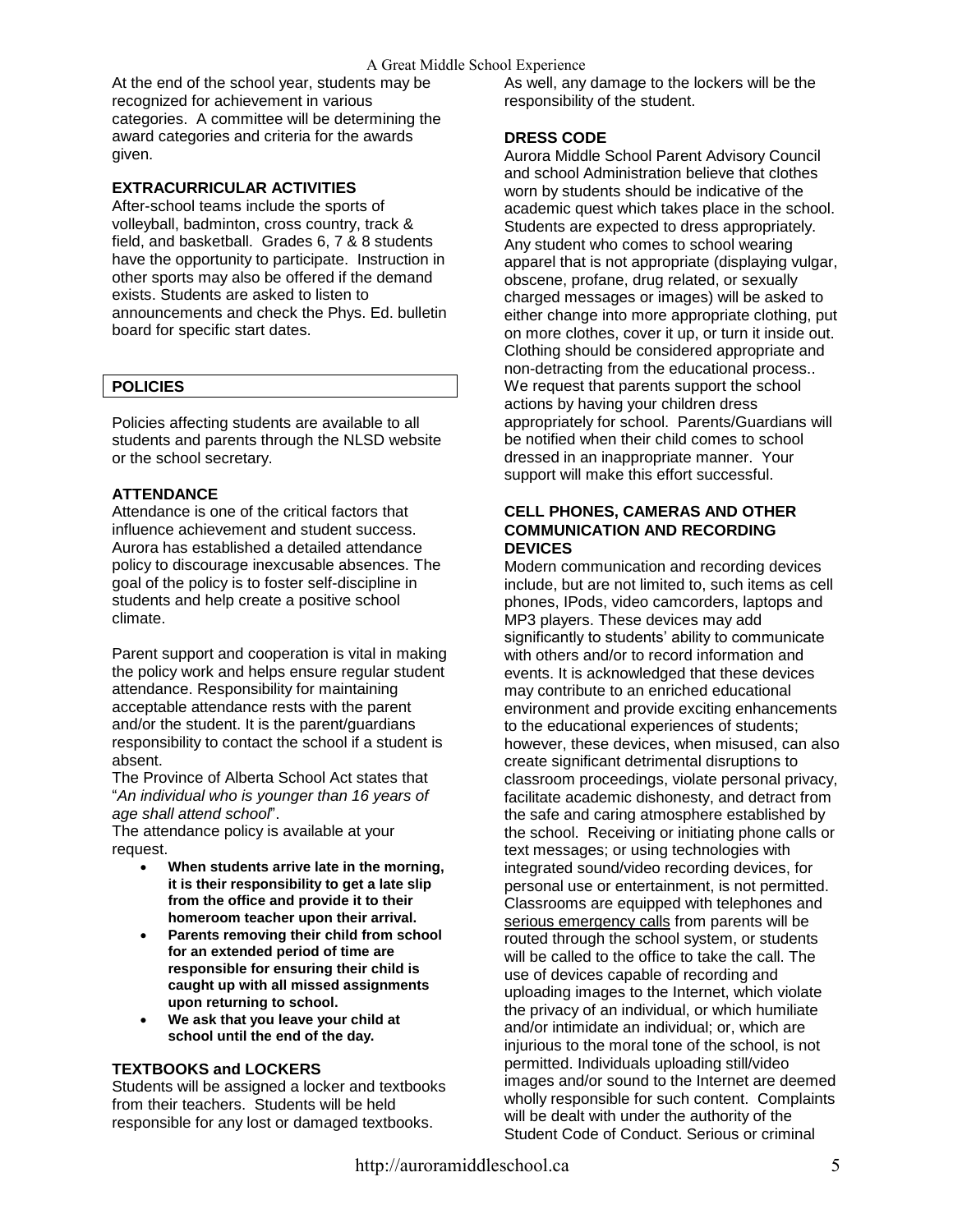At the end of the school year, students may be recognized for achievement in various categories. A committee will be determining the award categories and criteria for the awards given.

### EXTRACURRICULAR ACTIVITIES

After-school teams include the sports of volleyball, badminton, cross country, track & field, and basketball. Grades 6, 7 & 8 students have the opportunity to participate. Instruction in other sports may also be offered if the demand exists. Students are asked to listen to announcements and check the Phys. Ed. bulletin board for specific start dates.

## POLICIES

Policies affecting students are available to all students and parents through the NLSD website or the school secretary.

### ATTENDANCE

Attendance is one of the critical factors that influence achievement and student success. Aurora has established a detailed attendance policy to discourage inexcusable absences. The goal of the policy is to foster self-discipline in students and help create a positive school climate.

Parent support and cooperation is vital in making the policy work and helps ensure regular student attendance. Responsibility for maintaining acceptable attendance rests with the parent and/or the student. It is the parent/guardians responsibility to contact the school if a student is absent.

The Province of Alberta School Act states that "*An individual who is younger than 16 years of age shall attend school*".

The attendance policy is available at your request.

- **When students arrive late in the morning, it is their responsibility to get a late slip from the office and provide it to their homeroom teacher upon their arrival.**
- **Parents removing their child from school for an extended period of time are responsible for ensuring their child is caught up with all missed assignments upon returning to school.**
- **We ask that you leave your child at school until the end of the day.**

### TEXTBOOKS and LOCKERS

Students will be assigned a locker and textbooks from their teachers. Students will be held responsible for any lost or damaged textbooks. As well, any damage to the lockers will be the responsibility of the student.

### DRESS CODE

Aurora Middle School Parent Advisory Council and school Administration believe that clothes worn by students should be indicative of the academic quest which takes place in the school. Students are expected to dress appropriately. Any student who comes to school wearing apparel that is not appropriate (displaying vulgar, obscene, profane, drug related, or sexually charged messages or images) will be asked to either change into more appropriate clothing, put on more clothes, cover it up, or turn it inside out. Clothing should be considered appropriate and non-detracting from the educational process.. We request that parents support the school actions by having your children dress appropriately for school. Parents/Guardians will be notified when their child comes to school dressed in an inappropriate manner. Your support will make this effort successful.

### CELL PHONES, CAMERAS AND OTHER COMMUNICATION AND RECORDING DEVICES

Modern communication and recording devices include, but are not limited to, such items as cell phones, IPods, video camcorders, laptops and MP3 players. These devices may add significantly to students' ability to communicate with others and/or to record information and events. It is acknowledged that these devices may contribute to an enriched educational environment and provide exciting enhancements to the educational experiences of students; however, these devices, when misused, can also create significant detrimental disruptions to classroom proceedings, violate personal privacy, facilitate academic dishonesty, and detract from the safe and caring atmosphere established by the school. Receiving or initiating phone calls or text messages; or using technologies with integrated sound/video recording devices, for personal use or entertainment, is not permitted. Classrooms are equipped with telephones and serious emergency calls from parents will be routed through the school system, or students will be called to the office to take the call. The use of devices capable of recording and uploading images to the Internet, which violate the privacy of an individual, or which humiliate and/or intimidate an individual; or, which are injurious to the moral tone of the school, is not permitted. Individuals uploading still/video images and/or sound to the Internet are deemed wholly responsible for such content. Complaints will be dealt with under the authority of the Student Code of Conduct. Serious or criminal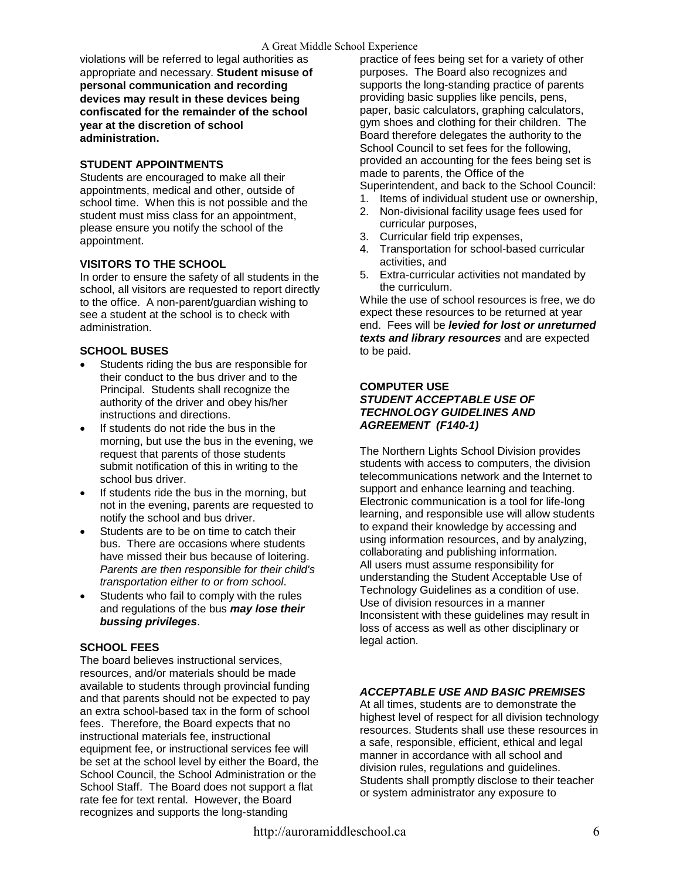violations will be referred to legal authorities as appropriate and necessary. **Student misuse of personal communication and recording devices may result in these devices being confiscated for the remainder of the school year at the discretion of school administration.**

### STUDENT APPOINTMENTS

Students are encouraged to make all their appointments, medical and other, outside of school time. When this is not possible and the student must miss class for an appointment, please ensure you notify the school of the appointment.

### VISITORS TO THE SCHOOL

In order to ensure the safety of all students in the school, all visitors are requested to report directly to the office. A non-parent/guardian wishing to see a student at the school is to check with administration.

### SCHOOL BUSES

- Students riding the bus are responsible for their conduct to the bus driver and to the Principal. Students shall recognize the authority of the driver and obey his/her instructions and directions.
- If students do not ride the bus in the morning, but use the bus in the evening, we request that parents of those students submit notification of this in writing to the school bus driver.
- If students ride the bus in the morning, but not in the evening, parents are requested to notify the school and bus driver.
- Students are to be on time to catch their bus. There are occasions where students have missed their bus because of loitering. *Parents are then responsible for their child's transportation either to or from school*.
- Students who fail to comply with the rules and regulations of the bus ***may lose their bussing privileges***.

### SCHOOL FEES

The board believes instructional services, resources, and/or materials should be made available to students through provincial funding and that parents should not be expected to pay an extra school-based tax in the form of school fees. Therefore, the Board expects that no instructional materials fee, instructional equipment fee, or instructional services fee will be set at the school level by either the Board, the School Council, the School Administration or the School Staff. The Board does not support a flat rate fee for text rental. However, the Board recognizes and supports the long-standing practice of fees being set for a variety of other purposes. The Board also recognizes and supports the long-standing practice of parents providing basic supplies like pencils, pens, paper, basic calculators, graphing calculators, gym shoes and clothing for their children. The Board therefore delegates the authority to the School Council to set fees for the following, provided an accounting for the fees being set is made to parents, the Office of the Superintendent, and back to the School Council:

1. Items of individual student use or ownership,
2. Non-divisional facility usage fees used for curricular purposes,
3. Curricular field trip expenses,
4. Transportation for school-based curricular activities, and
5. Extra-curricular activities not mandated by the curriculum.

While the use of school resources is free, we do expect these resources to be returned at year end. Fees will be ***levied for lost or unreturned texts and library resources*** and are expected to be paid.

### COMPUTER USE

#### *STUDENT ACCEPTABLE USE OF TECHNOLOGY GUIDELINES AND AGREEMENT (F140-1)*

The Northern Lights School Division provides students with access to computers, the division telecommunications network and the Internet to support and enhance learning and teaching. Electronic communication is a tool for life-long learning, and responsible use will allow students to expand their knowledge by accessing and using information resources, and by analyzing, collaborating and publishing information.
All users must assume responsibility for understanding the Student Acceptable Use of Technology Guidelines as a condition of use. Use of division resources in a manner Inconsistent with these guidelines may result in loss of access as well as other disciplinary or legal action.

#### *ACCEPTABLE USE AND BASIC PREMISES*

At all times, students are to demonstrate the highest level of respect for all division technology resources. Students shall use these resources in a safe, responsible, efficient, ethical and legal manner in accordance with all school and division rules, regulations and guidelines. Students shall promptly disclose to their teacher or system administrator any exposure to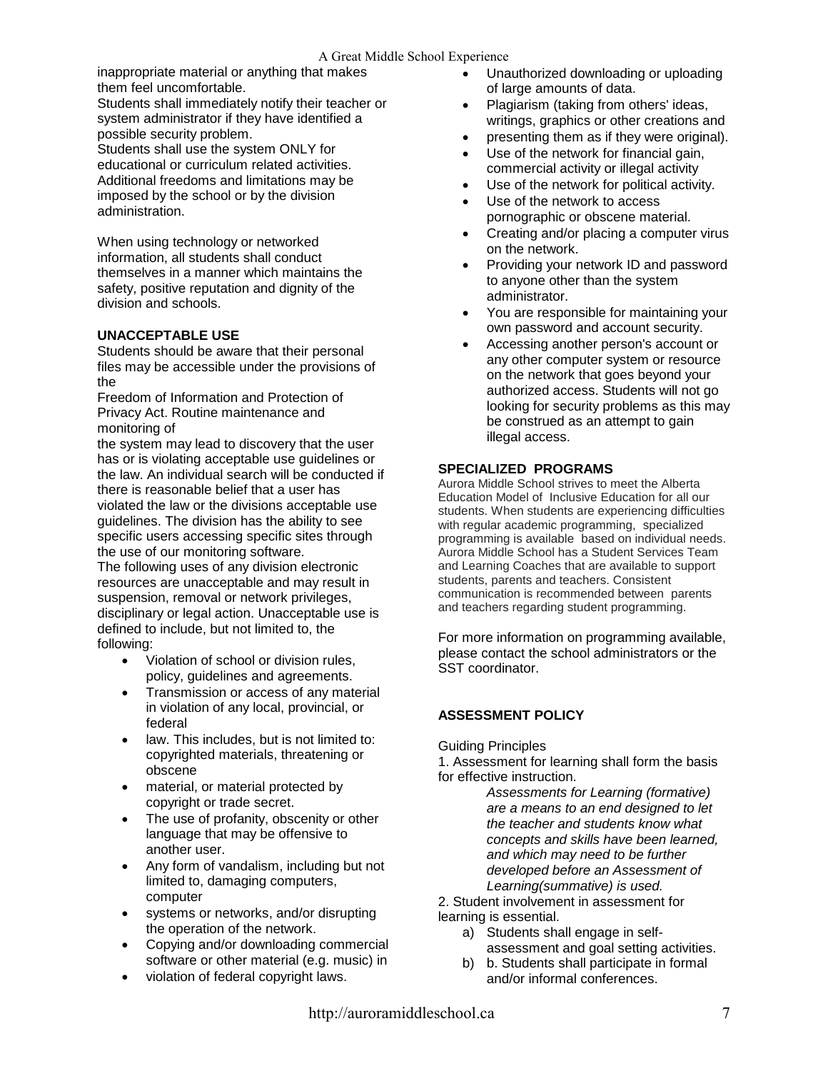inappropriate material or anything that makes them feel uncomfortable.

Students shall immediately notify their teacher or system administrator if they have identified a possible security problem.

Students shall use the system ONLY for educational or curriculum related activities. Additional freedoms and limitations may be imposed by the school or by the division administration.

When using technology or networked information, all students shall conduct themselves in a manner which maintains the safety, positive reputation and dignity of the division and schools.

**UNACCEPTABLE USE**

Students should be aware that their personal files may be accessible under the provisions of the

Freedom of Information and Protection of Privacy Act. Routine maintenance and monitoring of

the system may lead to discovery that the user has or is violating acceptable use guidelines or the law. An individual search will be conducted if there is reasonable belief that a user has violated the law or the divisions acceptable use guidelines. The division has the ability to see specific users accessing specific sites through the use of our monitoring software.

The following uses of any division electronic resources are unacceptable and may result in suspension, removal or network privileges, disciplinary or legal action. Unacceptable use is defined to include, but not limited to, the following:

- Violation of school or division rules, policy, guidelines and agreements.
- Transmission or access of any material in violation of any local, provincial, or federal
- law. This includes, but is not limited to: copyrighted materials, threatening or obscene
- material, or material protected by copyright or trade secret.
- The use of profanity, obscenity or other language that may be offensive to another user.
- Any form of vandalism, including but not limited to, damaging computers, computer
- systems or networks, and/or disrupting the operation of the network.
- Copying and/or downloading commercial software or other material (e.g. music) in
- violation of federal copyright laws.
- Unauthorized downloading or uploading of large amounts of data.
- Plagiarism (taking from others' ideas, writings, graphics or other creations and
- presenting them as if they were original).
- Use of the network for financial gain, commercial activity or illegal activity
- Use of the network for political activity.
- Use of the network to access pornographic or obscene material.
- Creating and/or placing a computer virus on the network.
- Providing your network ID and password to anyone other than the system administrator.
- You are responsible for maintaining your own password and account security.
- Accessing another person's account or any other computer system or resource on the network that goes beyond your authorized access. Students will not go looking for security problems as this may be construed as an attempt to gain illegal access.

**SPECIALIZED PROGRAMS**

Aurora Middle School strives to meet the Alberta Education Model of Inclusive Education for all our students. When students are experiencing difficulties with regular academic programming, specialized programming is available based on individual needs. Aurora Middle School has a Student Services Team and Learning Coaches that are available to support students, parents and teachers. Consistent communication is recommended between parents and teachers regarding student programming.

For more information on programming available, please contact the school administrators or the SST coordinator.

**ASSESSMENT POLICY**

Guiding Principles

1. Assessment for learning shall form the basis for effective instruction.

   *Assessments for Learning (formative) are a means to an end designed to let the teacher and students know what concepts and skills have been learned, and which may need to be further developed before an Assessment of Learning(summative) is used.*

2. Student involvement in assessment for learning is essential.
   a) Students shall engage in self-assessment and goal setting activities.
   b) b. Students shall participate in formal and/or informal conferences.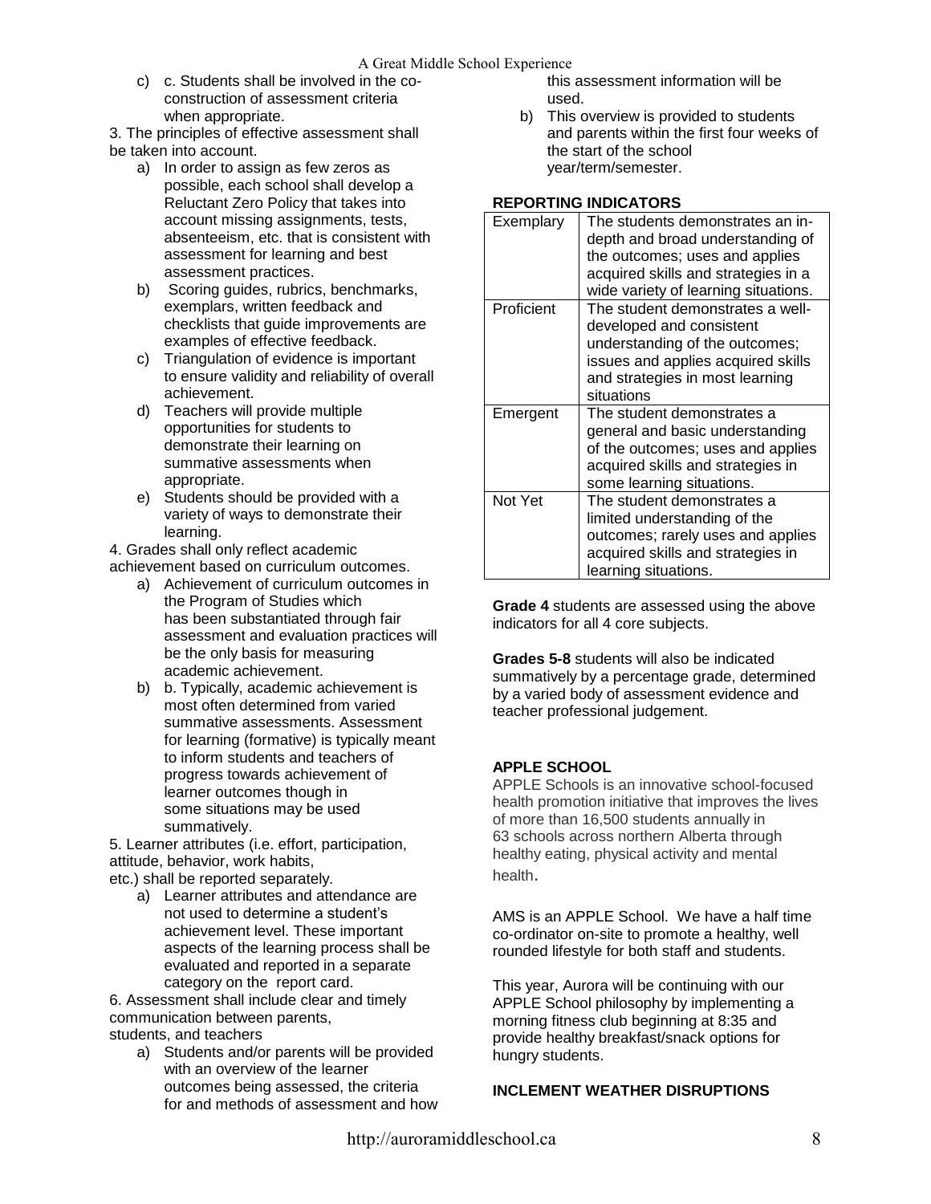c) c. Students shall be involved in the co-construction of assessment criteria when appropriate.

3. The principles of effective assessment shall be taken into account.

a) In order to assign as few zeros as possible, each school shall develop a Reluctant Zero Policy that takes into account missing assignments, tests, absenteeism, etc. that is consistent with assessment for learning and best assessment practices.
b) Scoring guides, rubrics, benchmarks, exemplars, written feedback and checklists that guide improvements are examples of effective feedback.
c) Triangulation of evidence is important to ensure validity and reliability of overall achievement.
d) Teachers will provide multiple opportunities for students to demonstrate their learning on summative assessments when appropriate.
e) Students should be provided with a variety of ways to demonstrate their learning.

4. Grades shall only reflect academic achievement based on curriculum outcomes.

a) Achievement of curriculum outcomes in the Program of Studies which has been substantiated through fair assessment and evaluation practices will be the only basis for measuring academic achievement.
b) b. Typically, academic achievement is most often determined from varied summative assessments. Assessment for learning (formative) is typically meant to inform students and teachers of progress towards achievement of learner outcomes though in some situations may be used summatively.

5. Learner attributes (i.e. effort, participation, attitude, behavior, work habits, etc.) shall be reported separately.

a) Learner attributes and attendance are not used to determine a student's achievement level. These important aspects of the learning process shall be evaluated and reported in a separate category on the report card.

6. Assessment shall include clear and timely communication between parents, students, and teachers

a) Students and/or parents will be provided with an overview of the learner outcomes being assessed, the criteria for and methods of assessment and how this assessment information will be used.
b) This overview is provided to students and parents within the first four weeks of the start of the school year/term/semester.

**REPORTING INDICATORS**

| | |
|---|---|
| Exemplary | The students demonstrates an in-depth and broad understanding of the outcomes; uses and applies acquired skills and strategies in a wide variety of learning situations. |
| Proficient | The student demonstrates a well-developed and consistent understanding of the outcomes; issues and applies acquired skills and strategies in most learning situations |
| Emergent | The student demonstrates a general and basic understanding of the outcomes; uses and applies acquired skills and strategies in some learning situations. |
| Not Yet | The student demonstrates a limited understanding of the outcomes; rarely uses and applies acquired skills and strategies in learning situations. |

**Grade 4** students are assessed using the above indicators for all 4 core subjects.

**Grades 5-8** students will also be indicated summatively by a percentage grade, determined by a varied body of assessment evidence and teacher professional judgement.

**APPLE SCHOOL**

APPLE Schools is an innovative school-focused health promotion initiative that improves the lives of more than 16,500 students annually in 63 schools across northern Alberta through healthy eating, physical activity and mental health.

AMS is an APPLE School. We have a half time co-ordinator on-site to promote a healthy, well rounded lifestyle for both staff and students.

This year, Aurora will be continuing with our APPLE School philosophy by implementing a morning fitness club beginning at 8:35 and provide healthy breakfast/snack options for hungry students.

**INCLEMENT WEATHER DISRUPTIONS**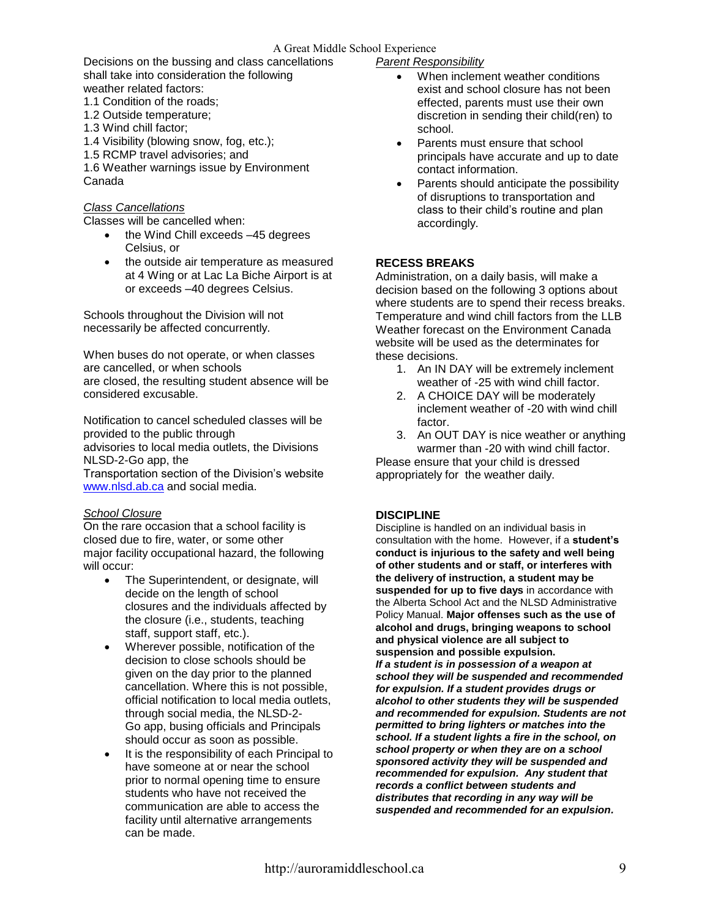Decisions on the bussing and class cancellations shall take into consideration the following weather related factors:

1.1 Condition of the roads;
1.2 Outside temperature;
1.3 Wind chill factor;
1.4 Visibility (blowing snow, fog, etc.);
1.5 RCMP travel advisories; and
1.6 Weather warnings issue by Environment Canada

*Class Cancellations*

Classes will be cancelled when:

- the Wind Chill exceeds –45 degrees Celsius, or
- the outside air temperature as measured at 4 Wing or at Lac La Biche Airport is at or exceeds –40 degrees Celsius.

Schools throughout the Division will not necessarily be affected concurrently.

When buses do not operate, or when classes are cancelled, or when schools are closed, the resulting student absence will be considered excusable.

Notification to cancel scheduled classes will be provided to the public through advisories to local media outlets, the Divisions NLSD-2-Go app, the Transportation section of the Division's website www.nlsd.ab.ca and social media.

*School Closure*

On the rare occasion that a school facility is closed due to fire, water, or some other major facility occupational hazard, the following will occur:

- The Superintendent, or designate, will decide on the length of school closures and the individuals affected by the closure (i.e., students, teaching staff, support staff, etc.).
- Wherever possible, notification of the decision to close schools should be given on the day prior to the planned cancellation. Where this is not possible, official notification to local media outlets, through social media, the NLSD-2-Go app, busing officials and Principals should occur as soon as possible.
- It is the responsibility of each Principal to have someone at or near the school prior to normal opening time to ensure students who have not received the communication are able to access the facility until alternative arrangements can be made.

*Parent Responsibility*

- When inclement weather conditions exist and school closure has not been effected, parents must use their own discretion in sending their child(ren) to school.
- Parents must ensure that school principals have accurate and up to date contact information.
- Parents should anticipate the possibility of disruptions to transportation and class to their child's routine and plan accordingly.

**RECESS BREAKS**

Administration, on a daily basis, will make a decision based on the following 3 options about where students are to spend their recess breaks. Temperature and wind chill factors from the LLB Weather forecast on the Environment Canada website will be used as the determinates for these decisions.

1. An IN DAY will be extremely inclement weather of -25 with wind chill factor.
2. A CHOICE DAY will be moderately inclement weather of -20 with wind chill factor.
3. An OUT DAY is nice weather or anything warmer than -20 with wind chill factor.

Please ensure that your child is dressed appropriately for the weather daily.

**DISCIPLINE**

Discipline is handled on an individual basis in consultation with the home. However, if a **student's conduct is injurious to the safety and well being of other students and or staff, or interferes with the delivery of instruction, a student may be suspended for up to five days** in accordance with the Alberta School Act and the NLSD Administrative Policy Manual. **Major offenses such as the use of alcohol and drugs, bringing weapons to school and physical violence are all subject to suspension and possible expulsion.** ***If a student is in possession of a weapon at school they will be suspended and recommended for expulsion. If a student provides drugs or alcohol to other students they will be suspended and recommended for expulsion. Students are not permitted to bring lighters or matches into the school. If a student lights a fire in the school, on school property or when they are on a school sponsored activity they will be suspended and recommended for expulsion. Any student that records a conflict between students and distributes that recording in any way will be suspended and recommended for an expulsion.***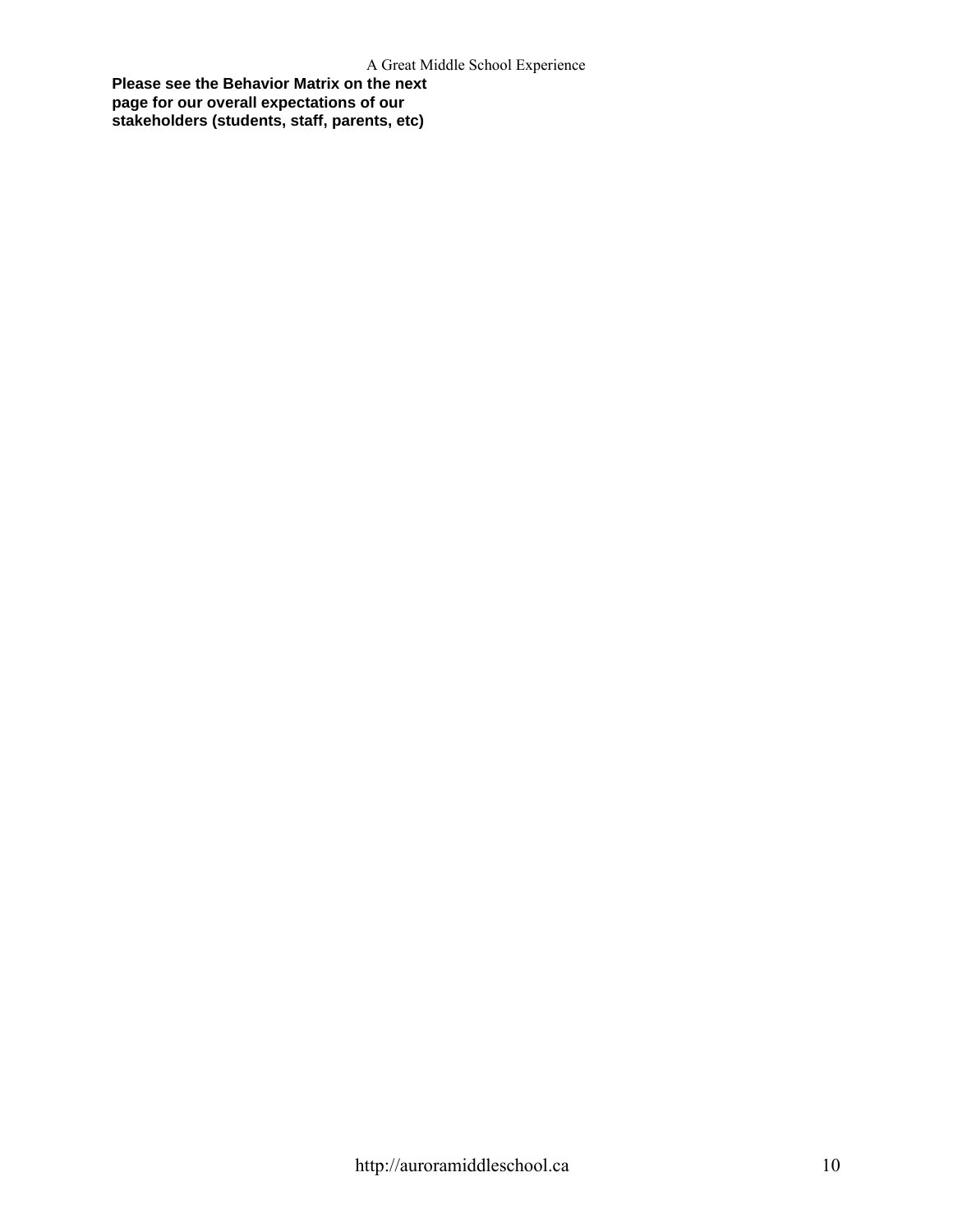**Please see the Behavior Matrix on the next page for our overall expectations of our stakeholders (students, staff, parents, etc)**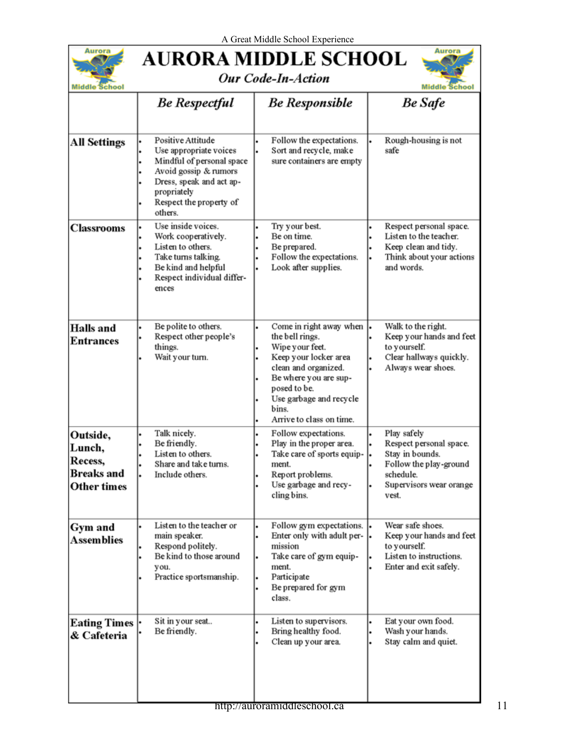# AURORA MIDDLE SCHOOL

## *Our Code-In-Action*

| | *Be Respectful* | *Be Responsible* | *Be Safe* |
|---|---|---|---|
| **All Settings** | • Positive Attitude<br>• Use appropriate voices<br>• Mindful of personal space<br>• Avoid gossip & rumors<br>• Dress, speak and act appropriately<br>• Respect the property of others. | • Follow the expectations.<br>• Sort and recycle, make sure containers are empty | • Rough-housing is not safe |
| **Classrooms** | • Use inside voices.<br>• Work cooperatively.<br>• Listen to others.<br>• Take turns talking.<br>• Be kind and helpful<br>• Respect individual differences | • Try your best.<br>• Be on time.<br>• Be prepared.<br>• Follow the expectations.<br>• Look after supplies. | • Respect personal space.<br>• Listen to the teacher.<br>• Keep clean and tidy.<br>• Think about your actions and words. |
| **Halls and Entrances** | • Be polite to others.<br>• Respect other people's things.<br>• Wait your turn. | • Come in right away when the bell rings.<br>• Wipe your feet.<br>• Keep your locker area clean and organized.<br>• Be where you are supposed to be.<br>• Use garbage and recycle bins.<br>• Arrive to class on time. | • Walk to the right.<br>• Keep your hands and feet to yourself.<br>• Clear hallways quickly.<br>• Always wear shoes. |
| **Outside, Lunch, Recess, Breaks and Other times** | • Talk nicely.<br>• Be friendly.<br>• Listen to others.<br>• Share and take turns.<br>• Include others. | • Follow expectations.<br>• Play in the proper area.<br>• Take care of sports equipment.<br>• Report problems.<br>• Use garbage and recycling bins. | • Play safely<br>• Respect personal space.<br>• Stay in bounds.<br>• Follow the play-ground schedule.<br>• Supervisors wear orange vest. |
| **Gym and Assemblies** | • Listen to the teacher or main speaker.<br>• Respond politely.<br>• Be kind to those around you.<br>• Practice sportsmanship. | • Follow gym expectations.<br>• Enter only with adult permission<br>• Take care of gym equipment.<br>• Participate<br>• Be prepared for gym class. | • Wear safe shoes.<br>• Keep your hands and feet to yourself.<br>• Listen to instructions.<br>• Enter and exit safely. |
| **Eating Times & Cafeteria** | • Sit in your seat..<br>• Be friendly. | • Listen to supervisors.<br>• Bring healthy food.<br>• Clean up your area. | • Eat your own food.<br>• Wash your hands.<br>• Stay calm and quiet. |